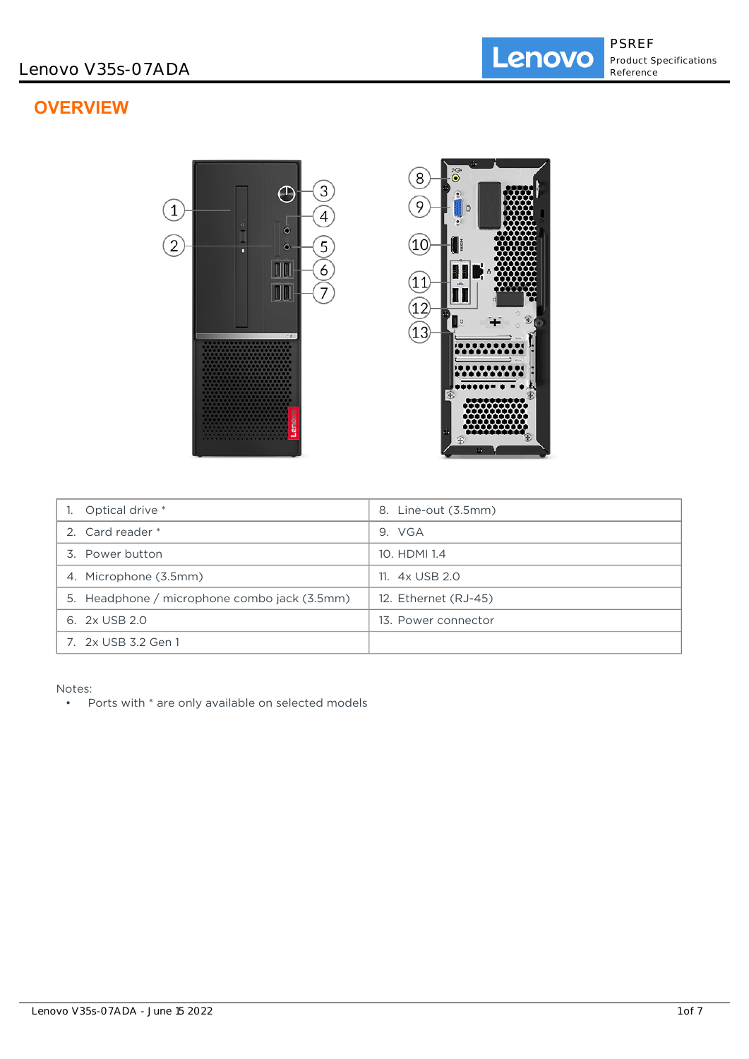# Lenovo V35s-07ADA

## OVERVIEW

| | |
|---|---|
| 1. Optical drive * | 8. Line-out (3.5mm) |
| 2. Card reader * | 9. VGA |
| 3. Power button | 10. HDMI 1.4 |
| 4. Microphone (3.5mm) | 11. 4x USB 2.0 |
| 5. Headphone / microphone combo jack (3.5mm) | 12. Ethernet (RJ-45) |
| 6. 2x USB 2.0 | 13. Power connector |
| 7. 2x USB 3.2 Gen 1 | |

Notes:

- Ports with * are only available on selected models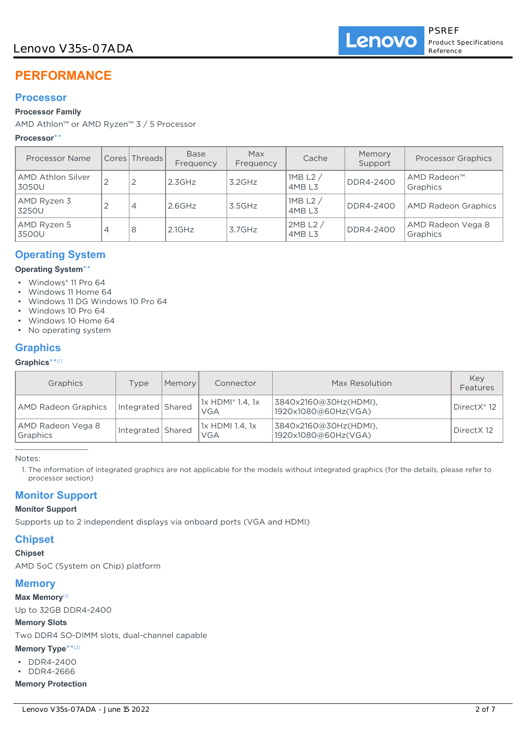# PERFORMANCE

## Processor

**Processor Family**

AMD Athlon™ or AMD Ryzen™ 3 / 5 Processor

**Processor****

| Processor Name | Cores | Threads | Base Frequency | Max Frequency | Cache | Memory Support | Processor Graphics |
|---|---|---|---|---|---|---|---|
| AMD Athlon Silver 3050U | 2 | 2 | 2.3GHz | 3.2GHz | 1MB L2 / 4MB L3 | DDR4-2400 | AMD Radeon™ Graphics |
| AMD Ryzen 3 3250U | 2 | 4 | 2.6GHz | 3.5GHz | 1MB L2 / 4MB L3 | DDR4-2400 | AMD Radeon Graphics |
| AMD Ryzen 5 3500U | 4 | 8 | 2.1GHz | 3.7GHz | 2MB L2 / 4MB L3 | DDR4-2400 | AMD Radeon Vega 8 Graphics |

## Operating System

**Operating System****

- Windows® 11 Pro 64
- Windows 11 Home 64
- Windows 11 DG Windows 10 Pro 64
- Windows 10 Pro 64
- Windows 10 Home 64
- No operating system

## Graphics

**Graphics**[1]**

| Graphics | Type | Memory | Connector | Max Resolution | Key Features |
|---|---|---|---|---|---|
| AMD Radeon Graphics | Integrated | Shared | 1x HDMI® 1.4, 1x VGA | 3840x2160@30Hz(HDMI), 1920x1080@60Hz(VGA) | DirectX® 12 |
| AMD Radeon Vega 8 Graphics | Integrated | Shared | 1x HDMI 1.4, 1x VGA | 3840x2160@30Hz(HDMI), 1920x1080@60Hz(VGA) | DirectX 12 |

Notes:

1. The information of integrated graphics are not applicable for the models without integrated graphics (for the details, please refer to processor section)

## Monitor Support

**Monitor Support**

Supports up to 2 independent displays via onboard ports (VGA and HDMI)

## Chipset

**Chipset**

AMD SoC (System on Chip) platform

## Memory

**Max Memory**[1]

Up to 32GB DDR4-2400

**Memory Slots**

Two DDR4 SO-DIMM slots, dual-channel capable

**Memory Type**[2]**

- DDR4-2400
- DDR4-2666

**Memory Protection**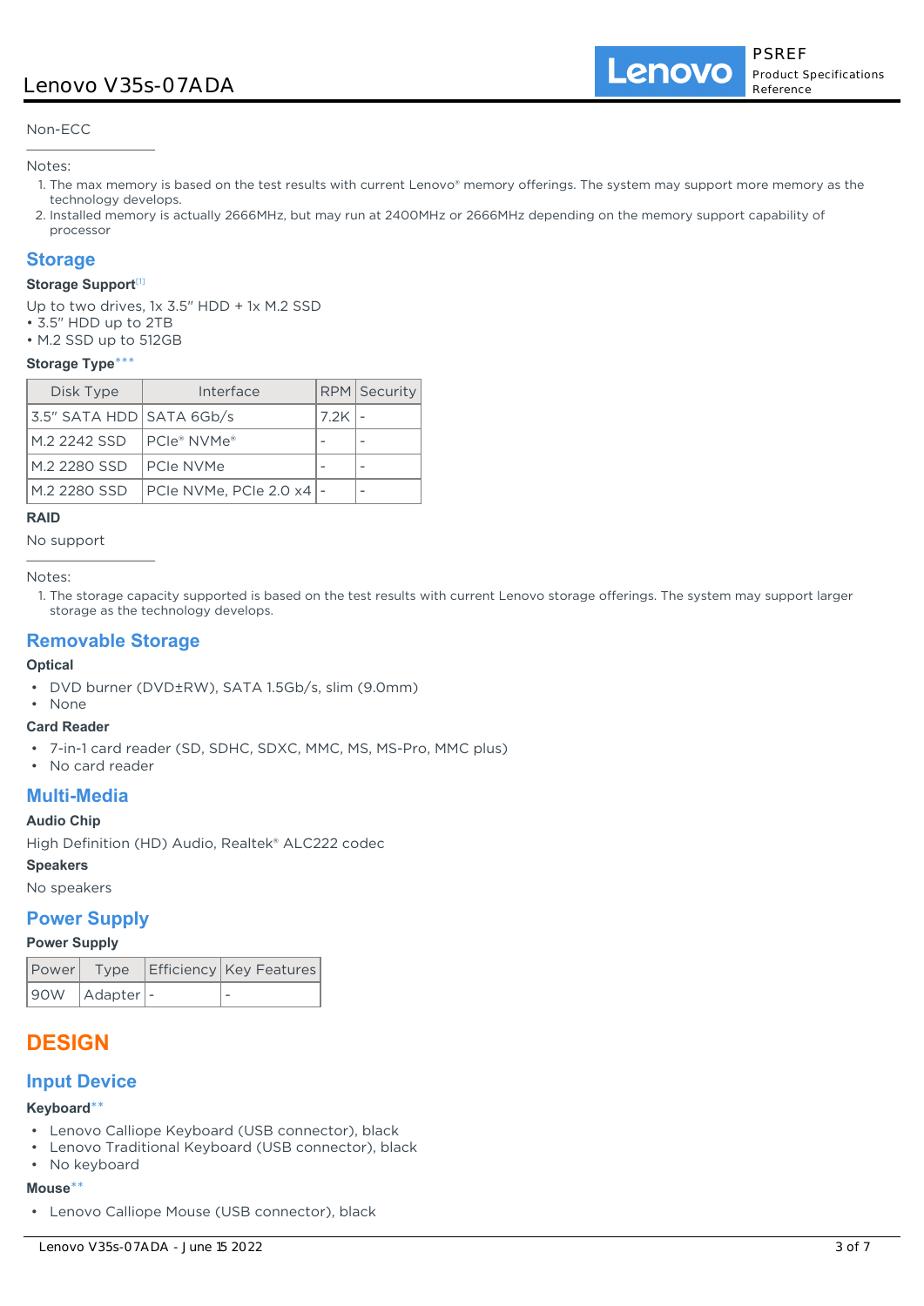Non-ECC

---

Notes:

1. The max memory is based on the test results with current Lenovo® memory offerings. The system may support more memory as the technology develops.
2. Installed memory is actually 2666MHz, but may run at 2400MHz or 2666MHz depending on the memory support capability of processor

## Storage

### Storage Support[1]

Up to two drives, 1x 3.5" HDD + 1x M.2 SSD
• 3.5" HDD up to 2TB
• M.2 SSD up to 512GB

### Storage Type***

| Disk Type | Interface | RPM | Security |
|---|---|---|---|
| 3.5" SATA HDD | SATA 6Gb/s | 7.2K | - |
| M.2 2242 SSD | PCIe® NVMe® | - | - |
| M.2 2280 SSD | PCIe NVMe | - | - |
| M.2 2280 SSD | PCIe NVMe, PCIe 2.0 x4 | - | - |

### RAID

No support

---

Notes:

1. The storage capacity supported is based on the test results with current Lenovo storage offerings. The system may support larger storage as the technology develops.

## Removable Storage

### Optical

- DVD burner (DVD±RW), SATA 1.5Gb/s, slim (9.0mm)
- None

### Card Reader

- 7-in-1 card reader (SD, SDHC, SDXC, MMC, MS, MS-Pro, MMC plus)
- No card reader

## Multi-Media

### Audio Chip

High Definition (HD) Audio, Realtek® ALC222 codec

### Speakers

No speakers

## Power Supply

### Power Supply

| Power | Type | Efficiency | Key Features |
|---|---|---|---|
| 90W | Adapter | - | - |

# DESIGN

## Input Device

### Keyboard**

- Lenovo Calliope Keyboard (USB connector), black
- Lenovo Traditional Keyboard (USB connector), black
- No keyboard

### Mouse**

- Lenovo Calliope Mouse (USB connector), black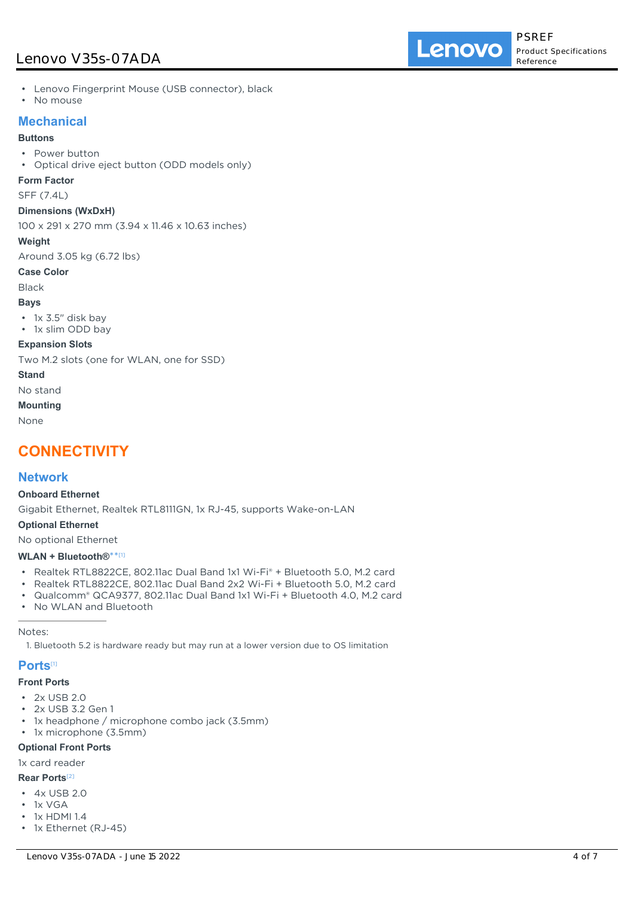- Lenovo Fingerprint Mouse (USB connector), black
- No mouse

## Mechanical

**Buttons**

- Power button
- Optical drive eject button (ODD models only)

**Form Factor**

SFF (7.4L)

**Dimensions (WxDxH)**

100 x 291 x 270 mm (3.94 x 11.46 x 10.63 inches)

**Weight**

Around 3.05 kg (6.72 lbs)

**Case Color**

Black

**Bays**

- 1x 3.5" disk bay
- 1x slim ODD bay

**Expansion Slots**

Two M.2 slots (one for WLAN, one for SSD)

**Stand**

No stand

**Mounting**

None

# CONNECTIVITY

## Network

**Onboard Ethernet**

Gigabit Ethernet, Realtek RTL8111GN, 1x RJ-45, supports Wake-on-LAN

**Optional Ethernet**

No optional Ethernet

**WLAN + Bluetooth®**[**][1]

- Realtek RTL8822CE, 802.11ac Dual Band 1x1 Wi-Fi® + Bluetooth 5.0, M.2 card
- Realtek RTL8822CE, 802.11ac Dual Band 2x2 Wi-Fi + Bluetooth 5.0, M.2 card
- Qualcomm® QCA9377, 802.11ac Dual Band 1x1 Wi-Fi + Bluetooth 4.0, M.2 card
- No WLAN and Bluetooth

Notes:

1. Bluetooth 5.2 is hardware ready but may run at a lower version due to OS limitation

## Ports[1]

**Front Ports**

- 2x USB 2.0
- 2x USB 3.2 Gen 1
- 1x headphone / microphone combo jack (3.5mm)
- 1x microphone (3.5mm)

**Optional Front Ports**

1x card reader

**Rear Ports**[2]

- 4x USB 2.0
- 1x VGA
- 1x HDMI 1.4
- 1x Ethernet (RJ-45)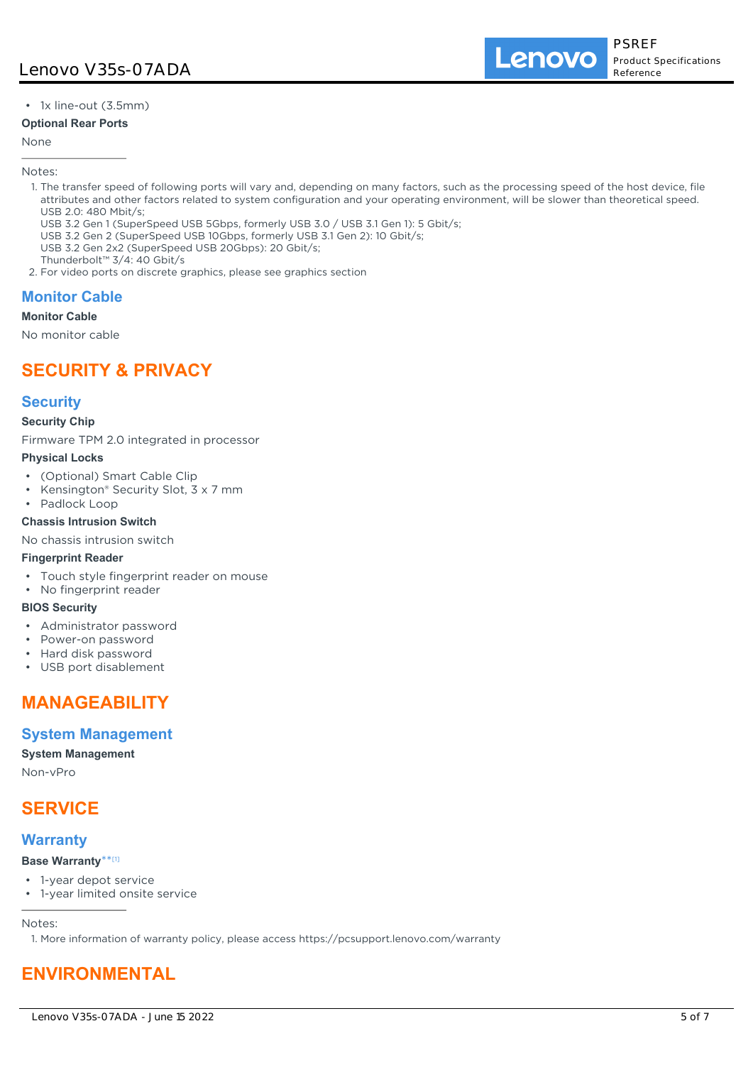- 1x line-out (3.5mm)

**Optional Rear Ports**

None

---

Notes:

1. The transfer speed of following ports will vary and, depending on many factors, such as the processing speed of the host device, file attributes and other factors related to system configuration and your operating environment, will be slower than theoretical speed.
   USB 2.0: 480 Mbit/s;
   USB 3.2 Gen 1 (SuperSpeed USB 5Gbps, formerly USB 3.0 / USB 3.1 Gen 1): 5 Gbit/s;
   USB 3.2 Gen 2 (SuperSpeed USB 10Gbps, formerly USB 3.1 Gen 2): 10 Gbit/s;
   USB 3.2 Gen 2x2 (SuperSpeed USB 20Gbps): 20 Gbit/s;
   Thunderbolt™ 3/4: 40 Gbit/s
2. For video ports on discrete graphics, please see graphics section

## Monitor Cable

**Monitor Cable**

No monitor cable

# SECURITY & PRIVACY

## Security

**Security Chip**

Firmware TPM 2.0 integrated in processor

**Physical Locks**

- (Optional) Smart Cable Clip
- Kensington® Security Slot, 3 x 7 mm
- Padlock Loop

**Chassis Intrusion Switch**

No chassis intrusion switch

**Fingerprint Reader**

- Touch style fingerprint reader on mouse
- No fingerprint reader

**BIOS Security**

- Administrator password
- Power-on password
- Hard disk password
- USB port disablement

# MANAGEABILITY

## System Management

**System Management**

Non-vPro

# SERVICE

## Warranty

**Base Warranty**[**[1]]

- 1-year depot service
- 1-year limited onsite service

---

Notes:

1. More information of warranty policy, please access https://pcsupport.lenovo.com/warranty

# ENVIRONMENTAL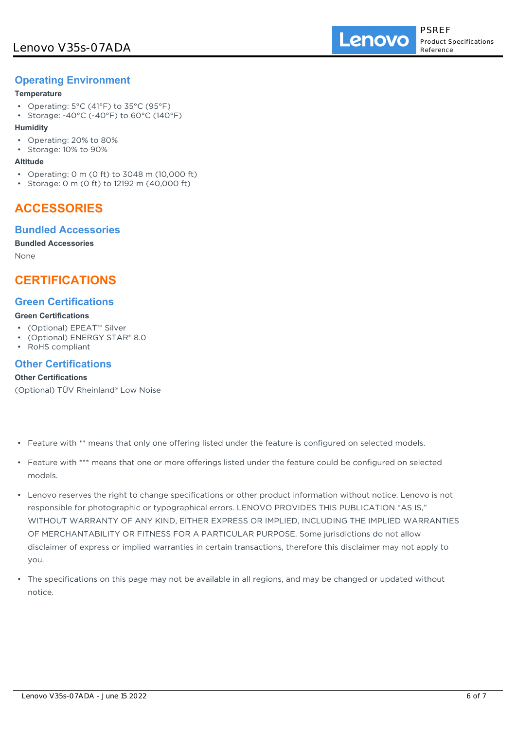## Operating Environment

**Temperature**

- Operating: 5°C (41°F) to 35°C (95°F)
- Storage: -40°C (-40°F) to 60°C (140°F)

**Humidity**

- Operating: 20% to 80%
- Storage: 10% to 90%

**Altitude**

- Operating: 0 m (0 ft) to 3048 m (10,000 ft)
- Storage: 0 m (0 ft) to 12192 m (40,000 ft)

# ACCESSORIES

## Bundled Accessories

**Bundled Accessories**

None

# CERTIFICATIONS

## Green Certifications

**Green Certifications**

- (Optional) EPEAT™ Silver
- (Optional) ENERGY STAR® 8.0
- RoHS compliant

## Other Certifications

**Other Certifications**

(Optional) TÜV Rheinland® Low Noise

- Feature with ** means that only one offering listed under the feature is configured on selected models.
- Feature with *** means that one or more offerings listed under the feature could be configured on selected models.
- Lenovo reserves the right to change specifications or other product information without notice. Lenovo is not responsible for photographic or typographical errors. LENOVO PROVIDES THIS PUBLICATION "AS IS," WITHOUT WARRANTY OF ANY KIND, EITHER EXPRESS OR IMPLIED, INCLUDING THE IMPLIED WARRANTIES OF MERCHANTABILITY OR FITNESS FOR A PARTICULAR PURPOSE. Some jurisdictions do not allow disclaimer of express or implied warranties in certain transactions, therefore this disclaimer may not apply to you.
- The specifications on this page may not be available in all regions, and may be changed or updated without notice.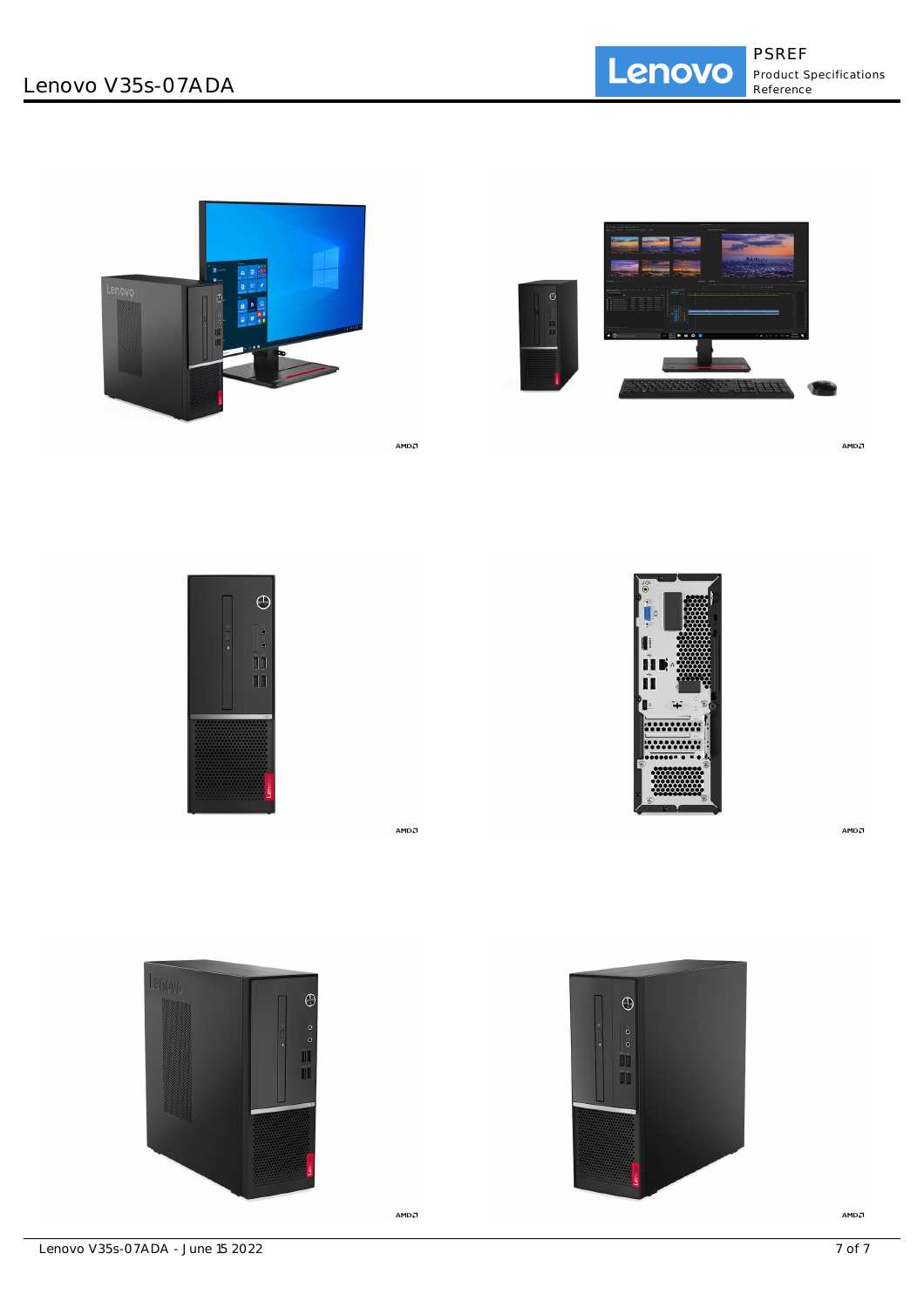AMD

AMD

AMD

AMD

AMD

AMD